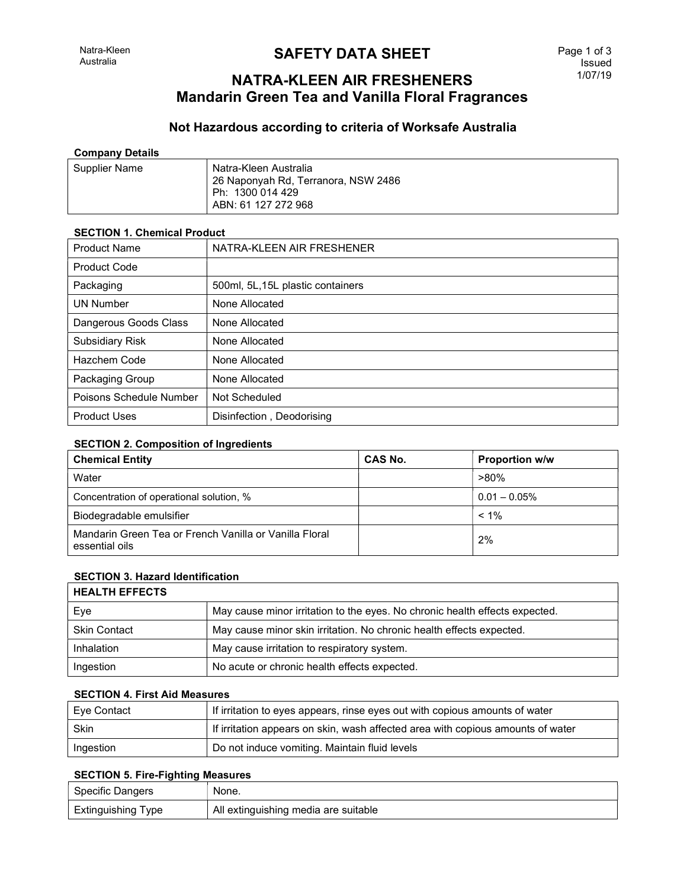# SAFETY DATA SHEET

Natra-Kleen Australia

Issued 1/07/19

## NATRA-KLEEN AIR FRESHENERS
## Mandarin Green Tea and Vanilla Floral Fragrances

### Not Hazardous according to criteria of Worksafe Australia

**Company Details**

| | |
|---|---|
| Supplier Name | Natra-Kleen Australia<br>26 Naponyah Rd, Terranora, NSW 2486<br>Ph: 1300 014 429<br>ABN: 61 127 272 968 |

**SECTION 1. Chemical Product**

| | |
|---|---|
| Product Name | NATRA-KLEEN AIR FRESHENER |
| Product Code | |
| Packaging | 500ml, 5L,15L plastic containers |
| UN Number | None Allocated |
| Dangerous Goods Class | None Allocated |
| Subsidiary Risk | None Allocated |
| Hazchem Code | None Allocated |
| Packaging Group | None Allocated |
| Poisons Schedule Number | Not Scheduled |
| Product Uses | Disinfection , Deodorising |

**SECTION 2. Composition of Ingredients**

| Chemical Entity | CAS No. | Proportion w/w |
|---|---|---|
| Water | | >80% |
| Concentration of operational solution, % | | 0.01 – 0.05% |
| Biodegradable emulsifier | | < 1% |
| Mandarin Green Tea or French Vanilla or Vanilla Floral essential oils | | 2% |

**SECTION 3. Hazard Identification**

| HEALTH EFFECTS | |
|---|---|
| Eye | May cause minor irritation to the eyes. No chronic health effects expected. |
| Skin Contact | May cause minor skin irritation. No chronic health effects expected. |
| Inhalation | May cause irritation to respiratory system. |
| Ingestion | No acute or chronic health effects expected. |

**SECTION 4. First Aid Measures**

| | |
|---|---|
| Eye Contact | If irritation to eyes appears, rinse eyes out with copious amounts of water |
| Skin | If irritation appears on skin, wash affected area with copious amounts of water |
| Ingestion | Do not induce vomiting. Maintain fluid levels |

**SECTION 5. Fire-Fighting Measures**

| | |
|---|---|
| Specific Dangers | None. |
| Extinguishing Type | All extinguishing media are suitable |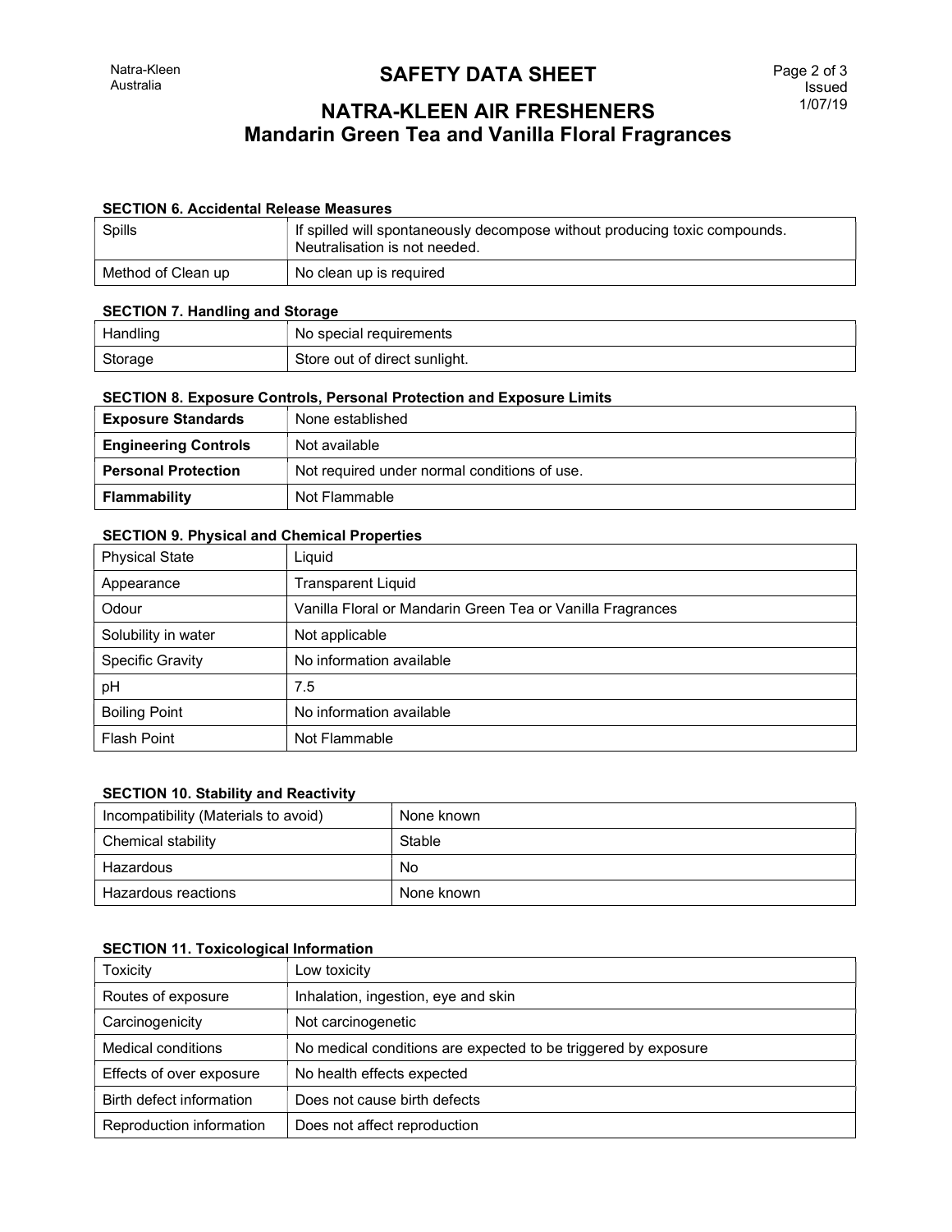# SAFETY DATA SHEET

## NATRA-KLEEN AIR FRESHENERS
## Mandarin Green Tea and Vanilla Floral Fragrances

### SECTION 6. Accidental Release Measures

| | |
|---|---|
| Spills | If spilled will spontaneously decompose without producing toxic compounds. Neutralisation is not needed. |
| Method of Clean up | No clean up is required |

### SECTION 7. Handling and Storage

| | |
|---|---|
| Handling | No special requirements |
| Storage | Store out of direct sunlight. |

### SECTION 8. Exposure Controls, Personal Protection and Exposure Limits

| | |
|---|---|
| **Exposure Standards** | None established |
| **Engineering Controls** | Not available |
| **Personal Protection** | Not required under normal conditions of use. |
| **Flammability** | Not Flammable |

### SECTION 9. Physical and Chemical Properties

| | |
|---|---|
| Physical State | Liquid |
| Appearance | Transparent Liquid |
| Odour | Vanilla Floral or Mandarin Green Tea or Vanilla Fragrances |
| Solubility in water | Not applicable |
| Specific Gravity | No information available |
| pH | 7.5 |
| Boiling Point | No information available |
| Flash Point | Not Flammable |

### SECTION 10. Stability and Reactivity

| | |
|---|---|
| Incompatibility (Materials to avoid) | None known |
| Chemical stability | Stable |
| Hazardous | No |
| Hazardous reactions | None known |

### SECTION 11. Toxicological Information

| | |
|---|---|
| Toxicity | Low toxicity |
| Routes of exposure | Inhalation, ingestion, eye and skin |
| Carcinogenicity | Not carcinogenetic |
| Medical conditions | No medical conditions are expected to be triggered by exposure |
| Effects of over exposure | No health effects expected |
| Birth defect information | Does not cause birth defects |
| Reproduction information | Does not affect reproduction |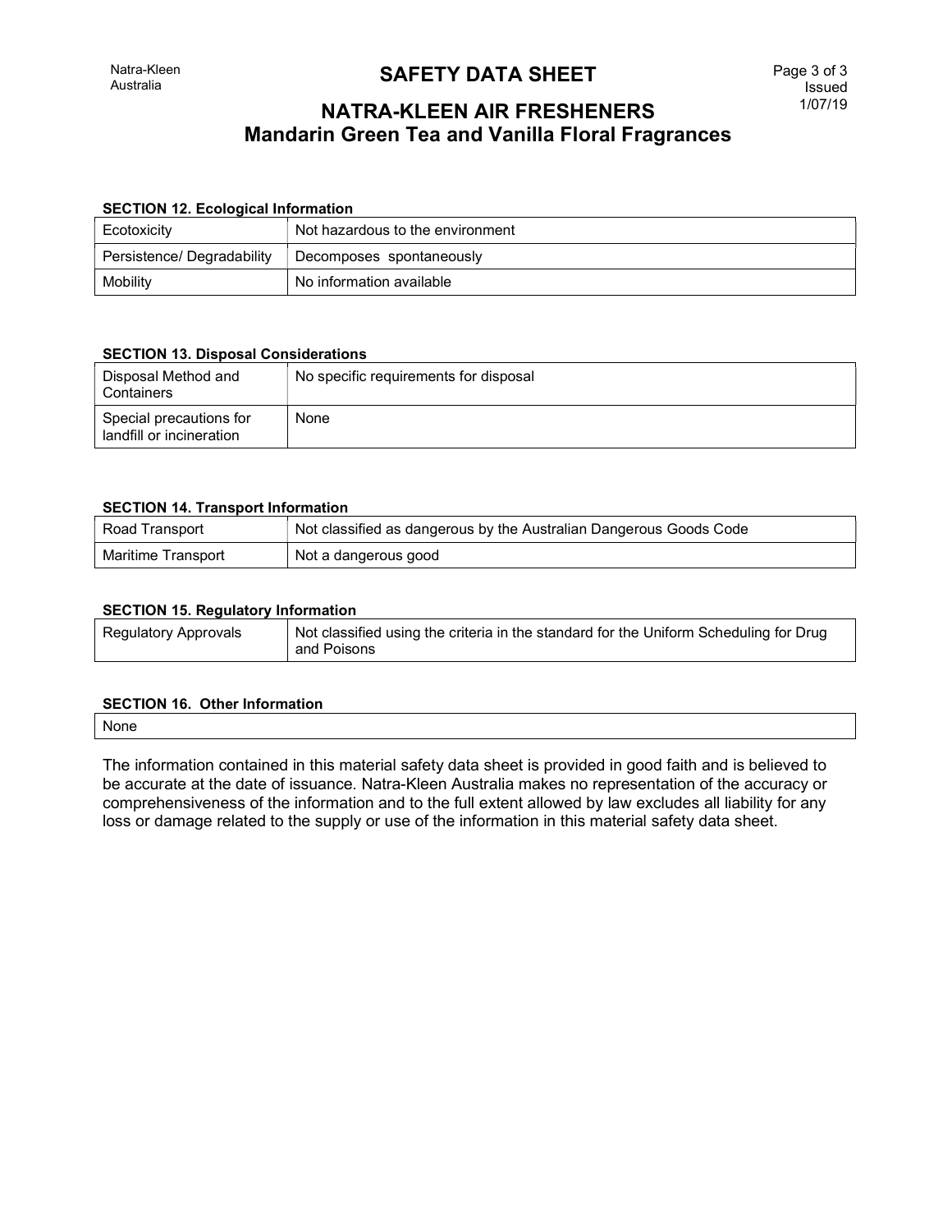### SECTION 12. Ecological Information

| | |
|---|---|
| Ecotoxicity | Not hazardous to the environment |
| Persistence/ Degradability | Decomposes spontaneously |
| Mobility | No information available |

### SECTION 13. Disposal Considerations

| | |
|---|---|
| Disposal Method and Containers | No specific requirements for disposal |
| Special precautions for landfill or incineration | None |

### SECTION 14. Transport Information

| | |
|---|---|
| Road Transport | Not classified as dangerous by the Australian Dangerous Goods Code |
| Maritime Transport | Not a dangerous good |

### SECTION 15. Regulatory Information

| | |
|---|---|
| Regulatory Approvals | Not classified using the criteria in the standard for the Uniform Scheduling for Drug and Poisons |

### SECTION 16. Other Information

| |
|---|
| None |

The information contained in this material safety data sheet is provided in good faith and is believed to be accurate at the date of issuance. Natra-Kleen Australia makes no representation of the accuracy or comprehensiveness of the information and to the full extent allowed by law excludes all liability for any loss or damage related to the supply or use of the information in this material safety data sheet.